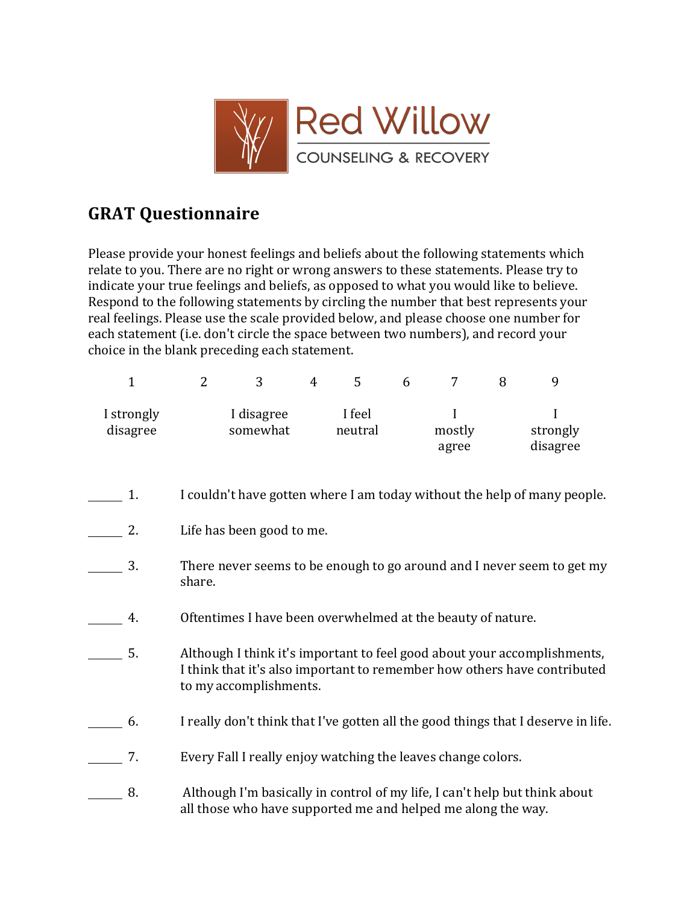Red Willow

COUNSELING & RECOVERY

## GRAT Questionnaire

Please provide your honest feelings and beliefs about the following statements which relate to you. There are no right or wrong answers to these statements. Please try to indicate your true feelings and beliefs, as opposed to what you would like to believe. Respond to the following statements by circling the number that best represents your real feelings. Please use the scale provided below, and please choose one number for each statement (i.e. don't circle the space between two numbers), and record your choice in the blank preceding each statement.

| 1 | 2 | 3 | 4 | 5 | 6 | 7 | 8 | 9 |
|---|---|---|---|---|---|---|---|---|
| I strongly disagree | | I disagree somewhat | | I feel neutral | | I mostly agree | | I strongly disagree |

______ 1. I couldn't have gotten where I am today without the help of many people.

______ 2. Life has been good to me.

______ 3. There never seems to be enough to go around and I never seem to get my share.

______ 4. Oftentimes I have been overwhelmed at the beauty of nature.

______ 5. Although I think it's important to feel good about your accomplishments, I think that it's also important to remember how others have contributed to my accomplishments.

______ 6. I really don't think that I've gotten all the good things that I deserve in life.

______ 7. Every Fall I really enjoy watching the leaves change colors.

______ 8. Although I'm basically in control of my life, I can't help but think about all those who have supported me and helped me along the way.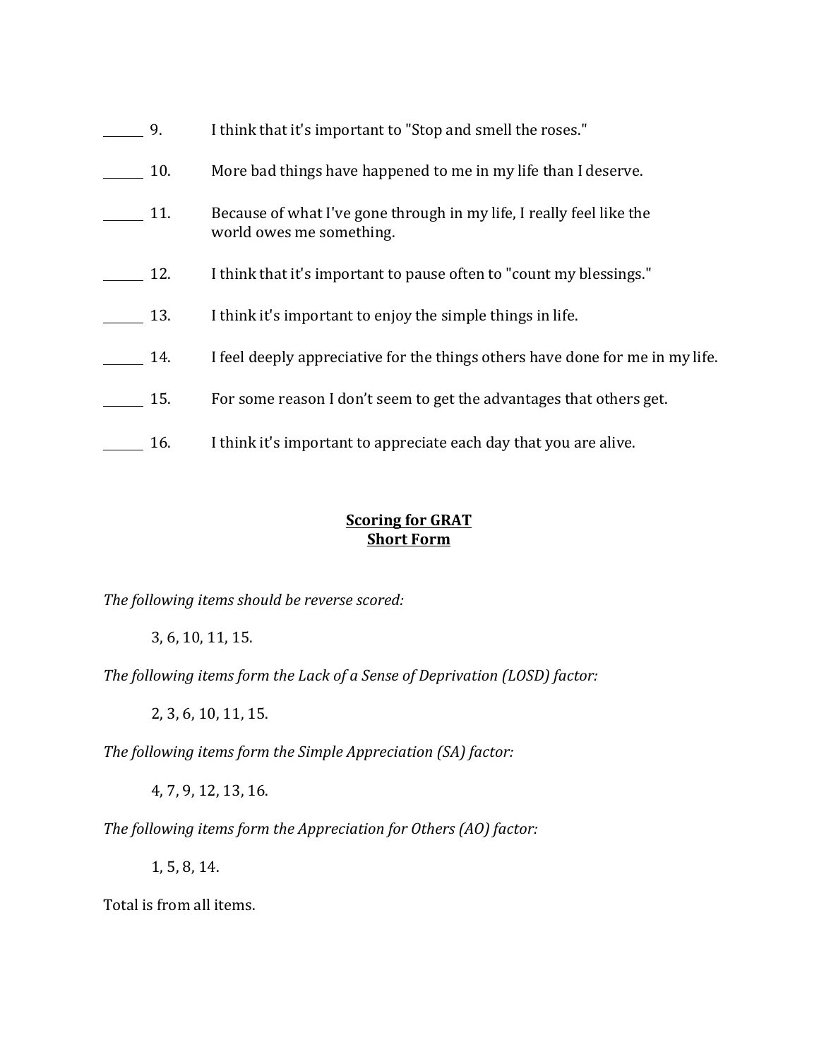______ 9. I think that it's important to "Stop and smell the roses."

______ 10. More bad things have happened to me in my life than I deserve.

______ 11. Because of what I've gone through in my life, I really feel like the world owes me something.

______ 12. I think that it's important to pause often to "count my blessings."

______ 13. I think it's important to enjoy the simple things in life.

______ 14. I feel deeply appreciative for the things others have done for me in my life.

______ 15. For some reason I don't seem to get the advantages that others get.

______ 16. I think it's important to appreciate each day that you are alive.

## Scoring for GRAT
## Short Form

*The following items should be reverse scored:*

3, 6, 10, 11, 15.

*The following items form the Lack of a Sense of Deprivation (LOSD) factor:*

2, 3, 6, 10, 11, 15.

*The following items form the Simple Appreciation (SA) factor:*

4, 7, 9, 12, 13, 16.

*The following items form the Appreciation for Others (AO) factor:*

1, 5, 8, 14.

Total is from all items.